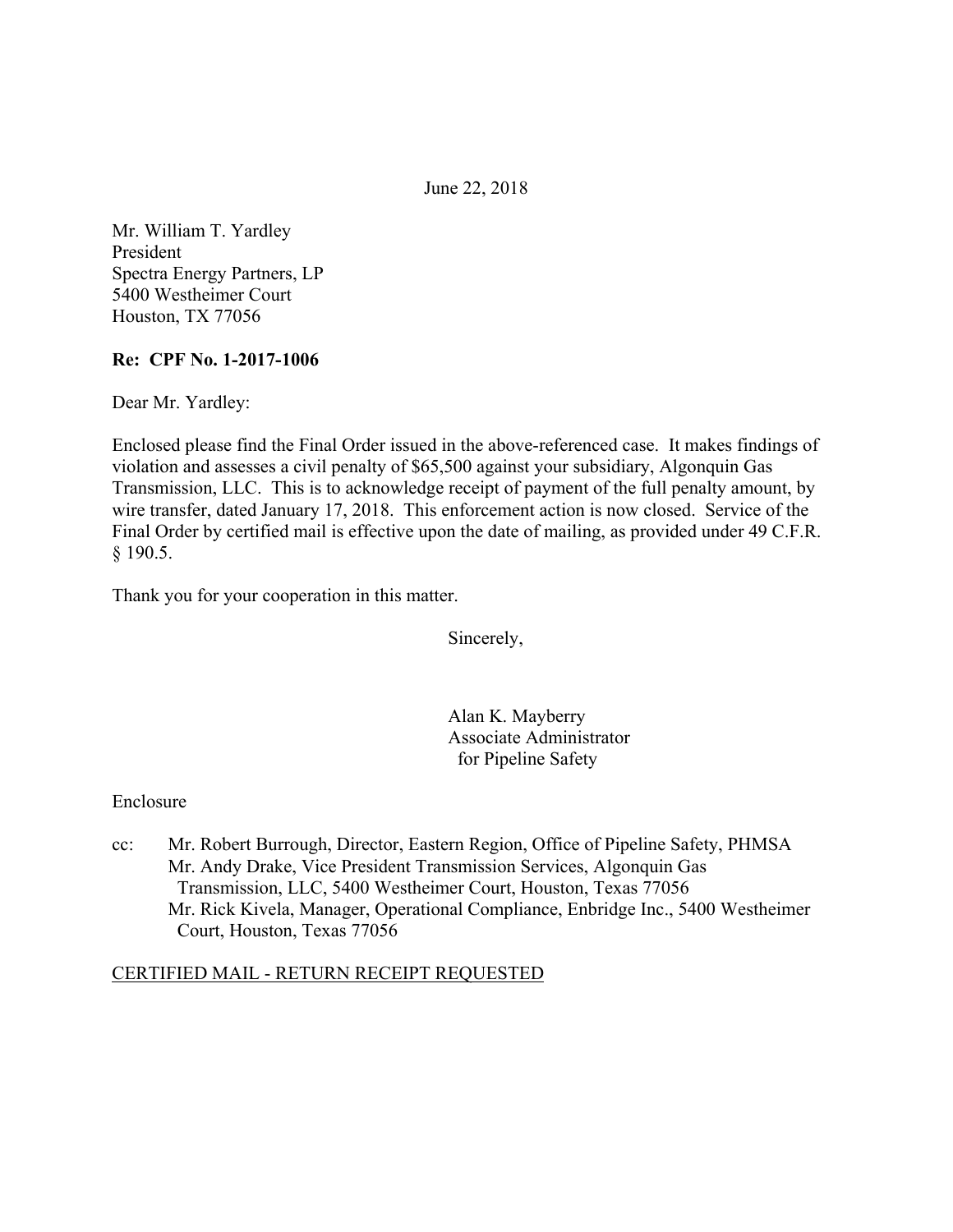June 22, 2018

Mr. William T. Yardley  
President  
Spectra Energy Partners, LP  
5400 Westheimer Court  
Houston, TX 77056

**Re: CPF No. 1-2017-1006**

Dear Mr. Yardley:

Enclosed please find the Final Order issued in the above-referenced case. It makes findings of violation and assesses a civil penalty of $65,500 against your subsidiary, Algonquin Gas Transmission, LLC. This is to acknowledge receipt of payment of the full penalty amount, by wire transfer, dated January 17, 2018. This enforcement action is now closed. Service of the Final Order by certified mail is effective upon the date of mailing, as provided under 49 C.F.R. § 190.5.

Thank you for your cooperation in this matter.

Sincerely,

Alan K. Mayberry  
Associate Administrator  
for Pipeline Safety

Enclosure

cc: Mr. Robert Burrough, Director, Eastern Region, Office of Pipeline Safety, PHMSA  
Mr. Andy Drake, Vice President Transmission Services, Algonquin Gas Transmission, LLC, 5400 Westheimer Court, Houston, Texas 77056  
Mr. Rick Kivela, Manager, Operational Compliance, Enbridge Inc., 5400 Westheimer Court, Houston, Texas 77056

CERTIFIED MAIL - RETURN RECEIPT REQUESTED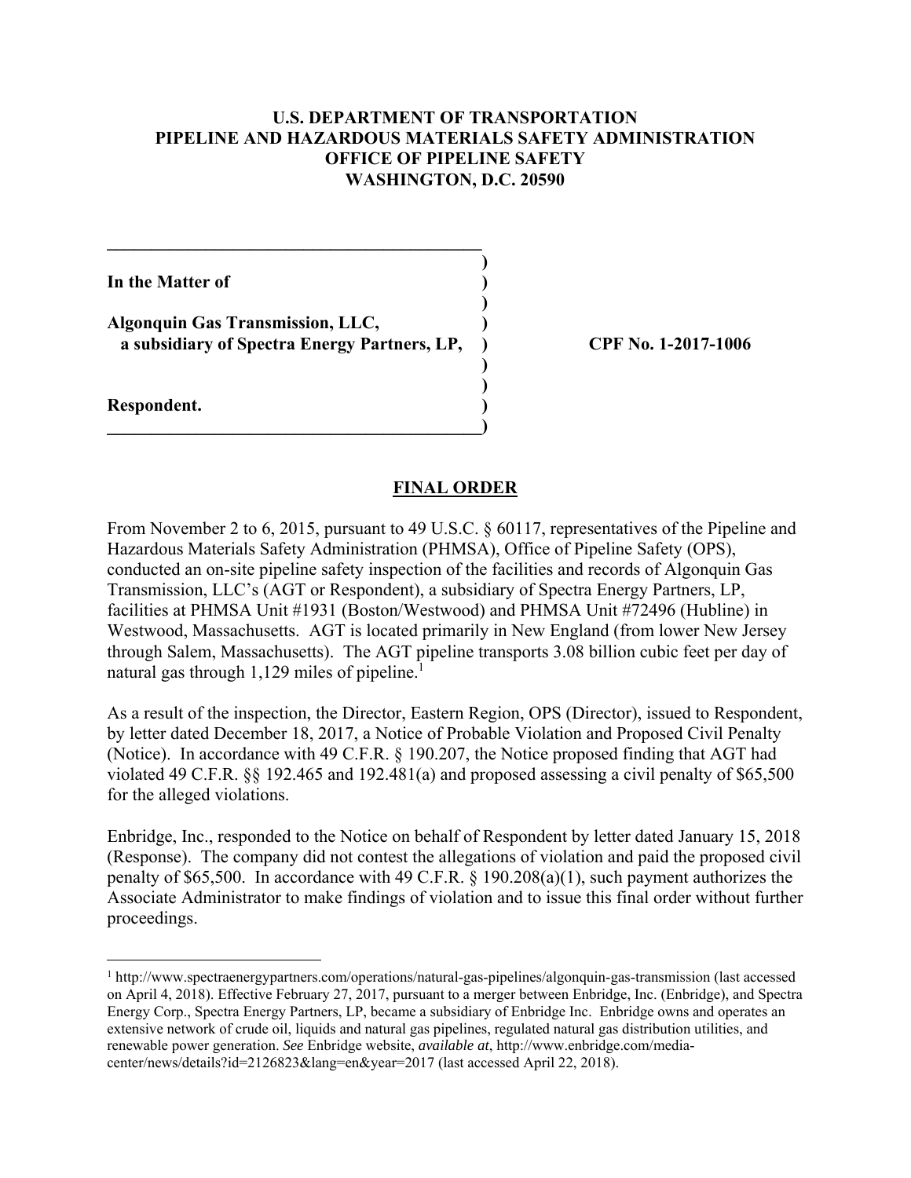**U.S. DEPARTMENT OF TRANSPORTATION**
**PIPELINE AND HAZARDOUS MATERIALS SAFETY ADMINISTRATION**
**OFFICE OF PIPELINE SAFETY**
**WASHINGTON, D.C. 20590**

| | |
|---|---|
| **In the Matter of** | |
| **Algonquin Gas Transmission, LLC,** **a subsidiary of Spectra Energy Partners, LP,** | **CPF No. 1-2017-1006** |
| **Respondent.** | |

## FINAL ORDER

From November 2 to 6, 2015, pursuant to 49 U.S.C. § 60117, representatives of the Pipeline and Hazardous Materials Safety Administration (PHMSA), Office of Pipeline Safety (OPS), conducted an on-site pipeline safety inspection of the facilities and records of Algonquin Gas Transmission, LLC's (AGT or Respondent), a subsidiary of Spectra Energy Partners, LP, facilities at PHMSA Unit #1931 (Boston/Westwood) and PHMSA Unit #72496 (Hubline) in Westwood, Massachusetts. AGT is located primarily in New England (from lower New Jersey through Salem, Massachusetts). The AGT pipeline transports 3.08 billion cubic feet per day of natural gas through 1,129 miles of pipeline.[1]

As a result of the inspection, the Director, Eastern Region, OPS (Director), issued to Respondent, by letter dated December 18, 2017, a Notice of Probable Violation and Proposed Civil Penalty (Notice). In accordance with 49 C.F.R. § 190.207, the Notice proposed finding that AGT had violated 49 C.F.R. §§ 192.465 and 192.481(a) and proposed assessing a civil penalty of $65,500 for the alleged violations.

Enbridge, Inc., responded to the Notice on behalf of Respondent by letter dated January 15, 2018 (Response). The company did not contest the allegations of violation and paid the proposed civil penalty of $65,500. In accordance with 49 C.F.R. § 190.208(a)(1), such payment authorizes the Associate Administrator to make findings of violation and to issue this final order without further proceedings.

---

[1] http://www.spectraenergypartners.com/operations/natural-gas-pipelines/algonquin-gas-transmission (last accessed on April 4, 2018). Effective February 27, 2017, pursuant to a merger between Enbridge, Inc. (Enbridge), and Spectra Energy Corp., Spectra Energy Partners, LP, became a subsidiary of Enbridge Inc. Enbridge owns and operates an extensive network of crude oil, liquids and natural gas pipelines, regulated natural gas distribution utilities, and renewable power generation. *See* Enbridge website, *available at*, http://www.enbridge.com/media-center/news/details?id=2126823&lang=en&year=2017 (last accessed April 22, 2018).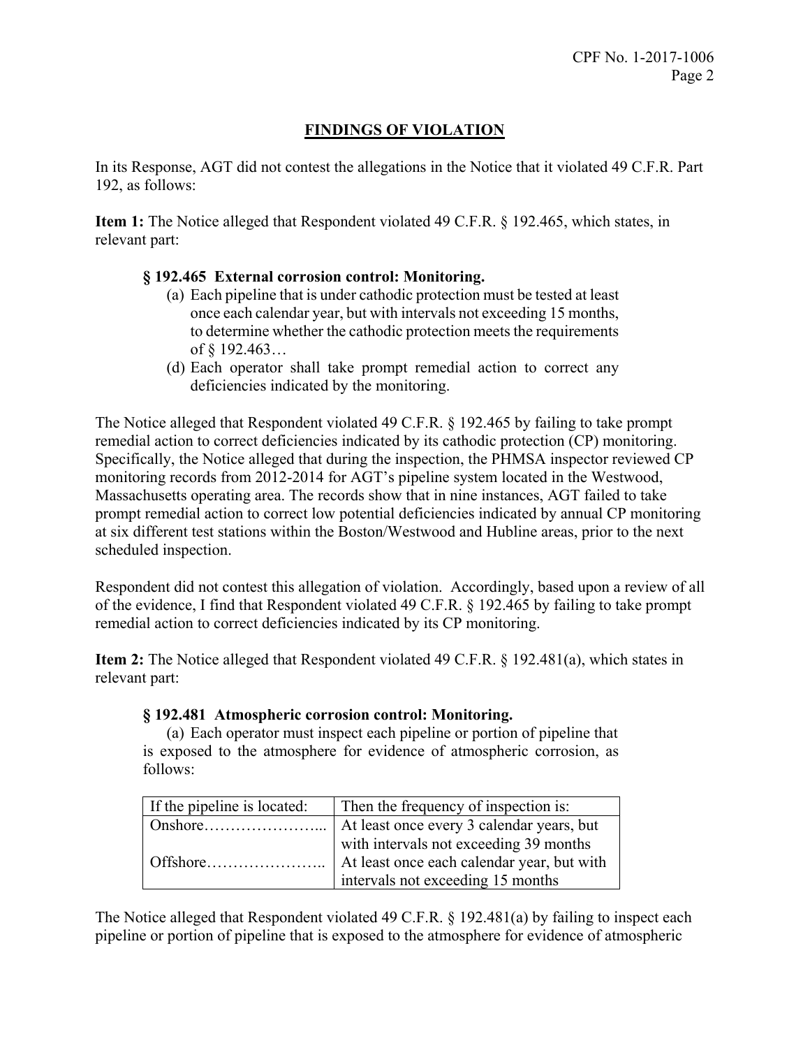## FINDINGS OF VIOLATION

In its Response, AGT did not contest the allegations in the Notice that it violated 49 C.F.R. Part 192, as follows:

**Item 1:** The Notice alleged that Respondent violated 49 C.F.R. § 192.465, which states, in relevant part:

> **§ 192.465 External corrosion control: Monitoring.**
>
> (a) Each pipeline that is under cathodic protection must be tested at least once each calendar year, but with intervals not exceeding 15 months, to determine whether the cathodic protection meets the requirements of § 192.463…
>
> (d) Each operator shall take prompt remedial action to correct any deficiencies indicated by the monitoring.

The Notice alleged that Respondent violated 49 C.F.R. § 192.465 by failing to take prompt remedial action to correct deficiencies indicated by its cathodic protection (CP) monitoring. Specifically, the Notice alleged that during the inspection, the PHMSA inspector reviewed CP monitoring records from 2012-2014 for AGT's pipeline system located in the Westwood, Massachusetts operating area. The records show that in nine instances, AGT failed to take prompt remedial action to correct low potential deficiencies indicated by annual CP monitoring at six different test stations within the Boston/Westwood and Hubline areas, prior to the next scheduled inspection.

Respondent did not contest this allegation of violation. Accordingly, based upon a review of all of the evidence, I find that Respondent violated 49 C.F.R. § 192.465 by failing to take prompt remedial action to correct deficiencies indicated by its CP monitoring.

**Item 2:** The Notice alleged that Respondent violated 49 C.F.R. § 192.481(a), which states in relevant part:

> **§ 192.481 Atmospheric corrosion control: Monitoring.**
>
> (a) Each operator must inspect each pipeline or portion of pipeline that is exposed to the atmosphere for evidence of atmospheric corrosion, as follows:

| If the pipeline is located: | Then the frequency of inspection is: |
|---|---|
| Onshore…………………... | At least once every 3 calendar years, but with intervals not exceeding 39 months |
| Offshore………………….. | At least once each calendar year, but with intervals not exceeding 15 months |

The Notice alleged that Respondent violated 49 C.F.R. § 192.481(a) by failing to inspect each pipeline or portion of pipeline that is exposed to the atmosphere for evidence of atmospheric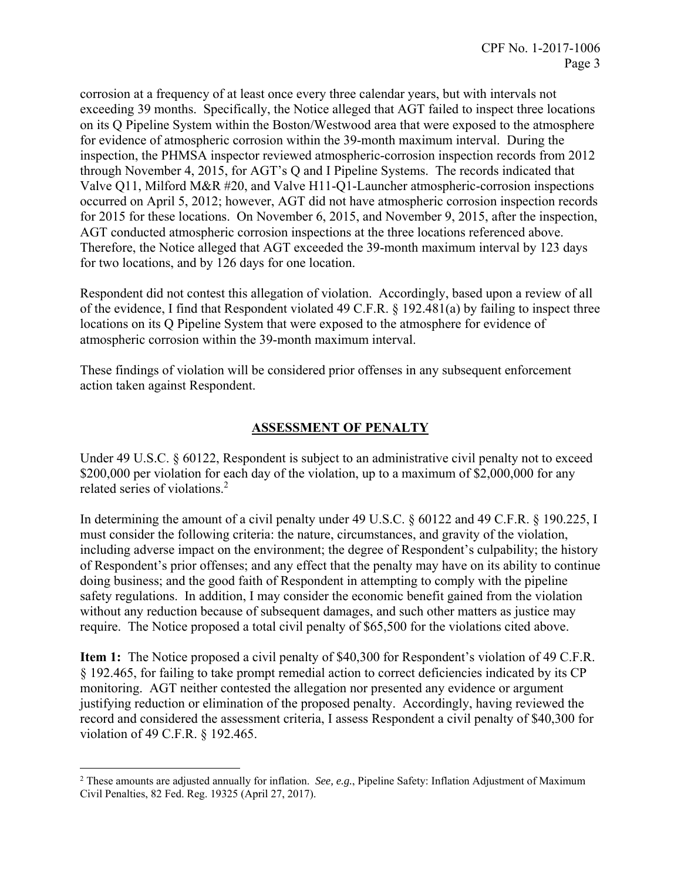corrosion at a frequency of at least once every three calendar years, but with intervals not exceeding 39 months. Specifically, the Notice alleged that AGT failed to inspect three locations on its Q Pipeline System within the Boston/Westwood area that were exposed to the atmosphere for evidence of atmospheric corrosion within the 39-month maximum interval. During the inspection, the PHMSA inspector reviewed atmospheric-corrosion inspection records from 2012 through November 4, 2015, for AGT's Q and I Pipeline Systems. The records indicated that Valve Q11, Milford M&R #20, and Valve H11-Q1-Launcher atmospheric-corrosion inspections occurred on April 5, 2012; however, AGT did not have atmospheric corrosion inspection records for 2015 for these locations. On November 6, 2015, and November 9, 2015, after the inspection, AGT conducted atmospheric corrosion inspections at the three locations referenced above. Therefore, the Notice alleged that AGT exceeded the 39-month maximum interval by 123 days for two locations, and by 126 days for one location.

Respondent did not contest this allegation of violation. Accordingly, based upon a review of all of the evidence, I find that Respondent violated 49 C.F.R. § 192.481(a) by failing to inspect three locations on its Q Pipeline System that were exposed to the atmosphere for evidence of atmospheric corrosion within the 39-month maximum interval.

These findings of violation will be considered prior offenses in any subsequent enforcement action taken against Respondent.

## ASSESSMENT OF PENALTY

Under 49 U.S.C. § 60122, Respondent is subject to an administrative civil penalty not to exceed \$200,000 per violation for each day of the violation, up to a maximum of \$2,000,000 for any related series of violations.[2]

In determining the amount of a civil penalty under 49 U.S.C. § 60122 and 49 C.F.R. § 190.225, I must consider the following criteria: the nature, circumstances, and gravity of the violation, including adverse impact on the environment; the degree of Respondent's culpability; the history of Respondent's prior offenses; and any effect that the penalty may have on its ability to continue doing business; and the good faith of Respondent in attempting to comply with the pipeline safety regulations. In addition, I may consider the economic benefit gained from the violation without any reduction because of subsequent damages, and such other matters as justice may require. The Notice proposed a total civil penalty of \$65,500 for the violations cited above.

**Item 1:** The Notice proposed a civil penalty of \$40,300 for Respondent's violation of 49 C.F.R. § 192.465, for failing to take prompt remedial action to correct deficiencies indicated by its CP monitoring. AGT neither contested the allegation nor presented any evidence or argument justifying reduction or elimination of the proposed penalty. Accordingly, having reviewed the record and considered the assessment criteria, I assess Respondent a civil penalty of \$40,300 for violation of 49 C.F.R. § 192.465.

[2] These amounts are adjusted annually for inflation. *See, e.g.*, Pipeline Safety: Inflation Adjustment of Maximum Civil Penalties, 82 Fed. Reg. 19325 (April 27, 2017).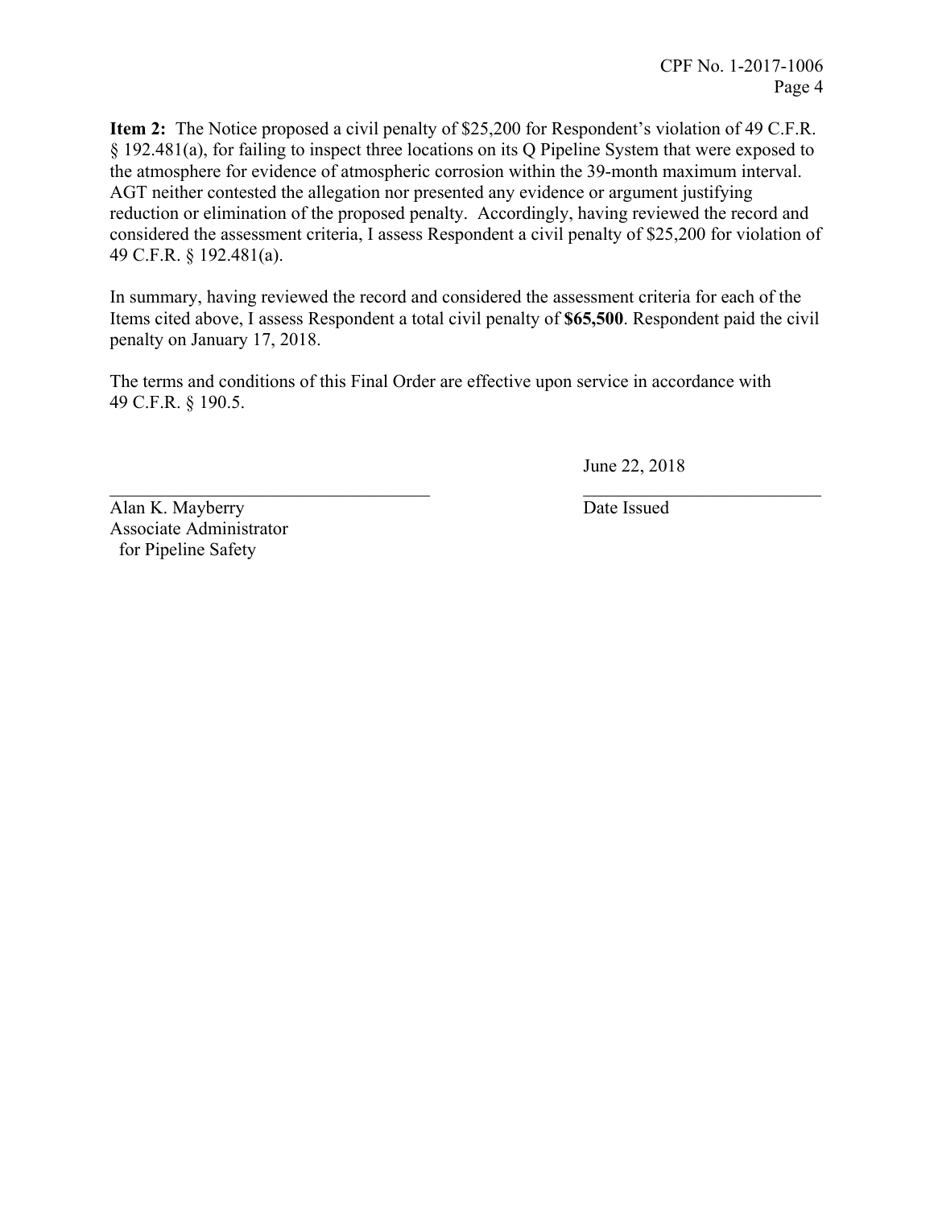**Item 2:** The Notice proposed a civil penalty of $25,200 for Respondent's violation of 49 C.F.R. § 192.481(a), for failing to inspect three locations on its Q Pipeline System that were exposed to the atmosphere for evidence of atmospheric corrosion within the 39-month maximum interval. AGT neither contested the allegation nor presented any evidence or argument justifying reduction or elimination of the proposed penalty. Accordingly, having reviewed the record and considered the assessment criteria, I assess Respondent a civil penalty of $25,200 for violation of 49 C.F.R. § 192.481(a).

In summary, having reviewed the record and considered the assessment criteria for each of the Items cited above, I assess Respondent a total civil penalty of **$65,500**. Respondent paid the civil penalty on January 17, 2018.

The terms and conditions of this Final Order are effective upon service in accordance with 49 C.F.R. § 190.5.

June 22, 2018

\_\_\_\_\_\_\_\_\_\_\_\_\_\_\_\_\_\_\_\_\_\_\_\_\_\_\_\_\_\_\_\_\_\_\_ \_\_\_\_\_\_\_\_\_\_\_\_\_\_\_\_\_\_\_\_\_\_\_\_\_\_

Alan K. Mayberry
Associate Administrator
for Pipeline Safety

Date Issued